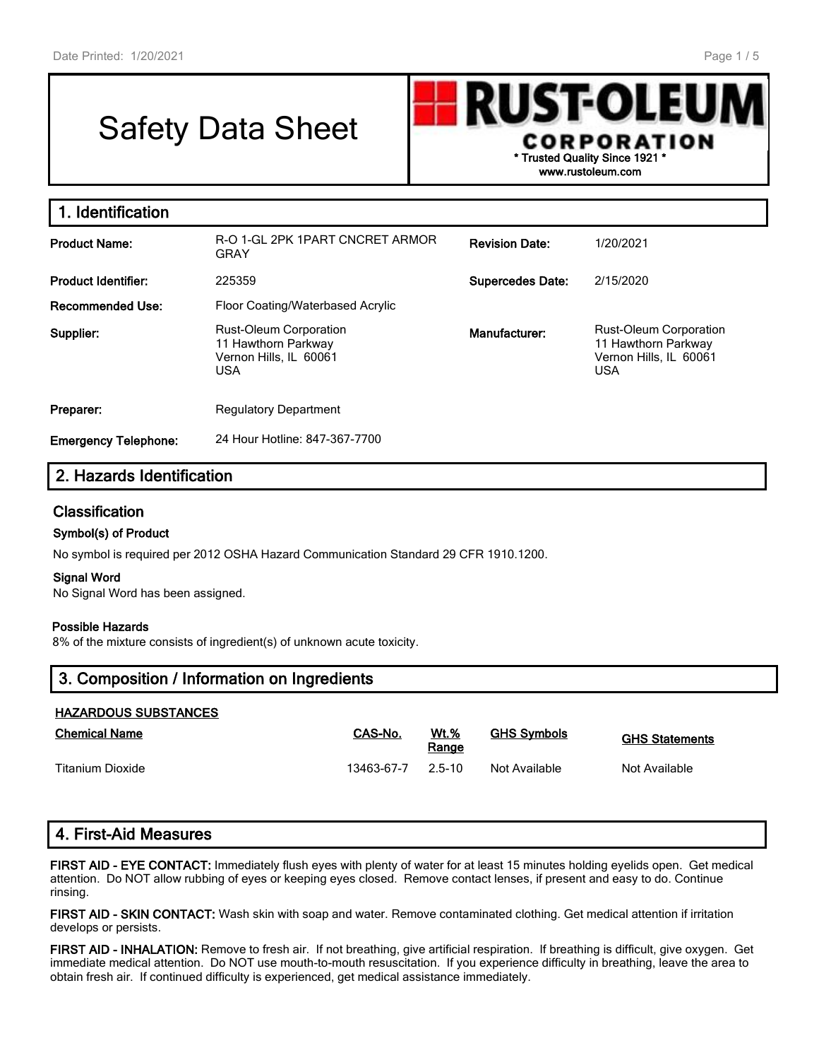# Safety Data Sheet

**RUST-OLEUM CORPORATION**
\* Trusted Quality Since 1921 \*
www.rustoleum.com

## 1. Identification

| | | | |
|---|---|---|---|
| **Product Name:** | R-O 1-GL 2PK 1PART CNCRET ARMOR GRAY | **Revision Date:** | 1/20/2021 |
| **Product Identifier:** | 225359 | **Supercedes Date:** | 2/15/2020 |
| **Recommended Use:** | Floor Coating/Waterbased Acrylic | | |
| **Supplier:** | Rust-Oleum Corporation<br>11 Hawthorn Parkway<br>Vernon Hills, IL 60061<br>USA | **Manufacturer:** | Rust-Oleum Corporation<br>11 Hawthorn Parkway<br>Vernon Hills, IL 60061<br>USA |
| **Preparer:** | Regulatory Department | | |
| **Emergency Telephone:** | 24 Hour Hotline: 847-367-7700 | | |

## 2. Hazards Identification

### Classification

#### Symbol(s) of Product

No symbol is required per 2012 OSHA Hazard Communication Standard 29 CFR 1910.1200.

#### Signal Word

No Signal Word has been assigned.

#### Possible Hazards

8% of the mixture consists of ingredient(s) of unknown acute toxicity.

## 3. Composition / Information on Ingredients

**HAZARDOUS SUBSTANCES**

| Chemical Name | CAS-No. | Wt.% Range | GHS Symbols | GHS Statements |
|---|---|---|---|---|
| Titanium Dioxide | 13463-67-7 | 2.5-10 | Not Available | Not Available |

## 4. First-Aid Measures

**FIRST AID - EYE CONTACT:** Immediately flush eyes with plenty of water for at least 15 minutes holding eyelids open. Get medical attention. Do NOT allow rubbing of eyes or keeping eyes closed. Remove contact lenses, if present and easy to do. Continue rinsing.

**FIRST AID - SKIN CONTACT:** Wash skin with soap and water. Remove contaminated clothing. Get medical attention if irritation develops or persists.

**FIRST AID - INHALATION:** Remove to fresh air. If not breathing, give artificial respiration. If breathing is difficult, give oxygen. Get immediate medical attention. Do NOT use mouth-to-mouth resuscitation. If you experience difficulty in breathing, leave the area to obtain fresh air. If continued difficulty is experienced, get medical assistance immediately.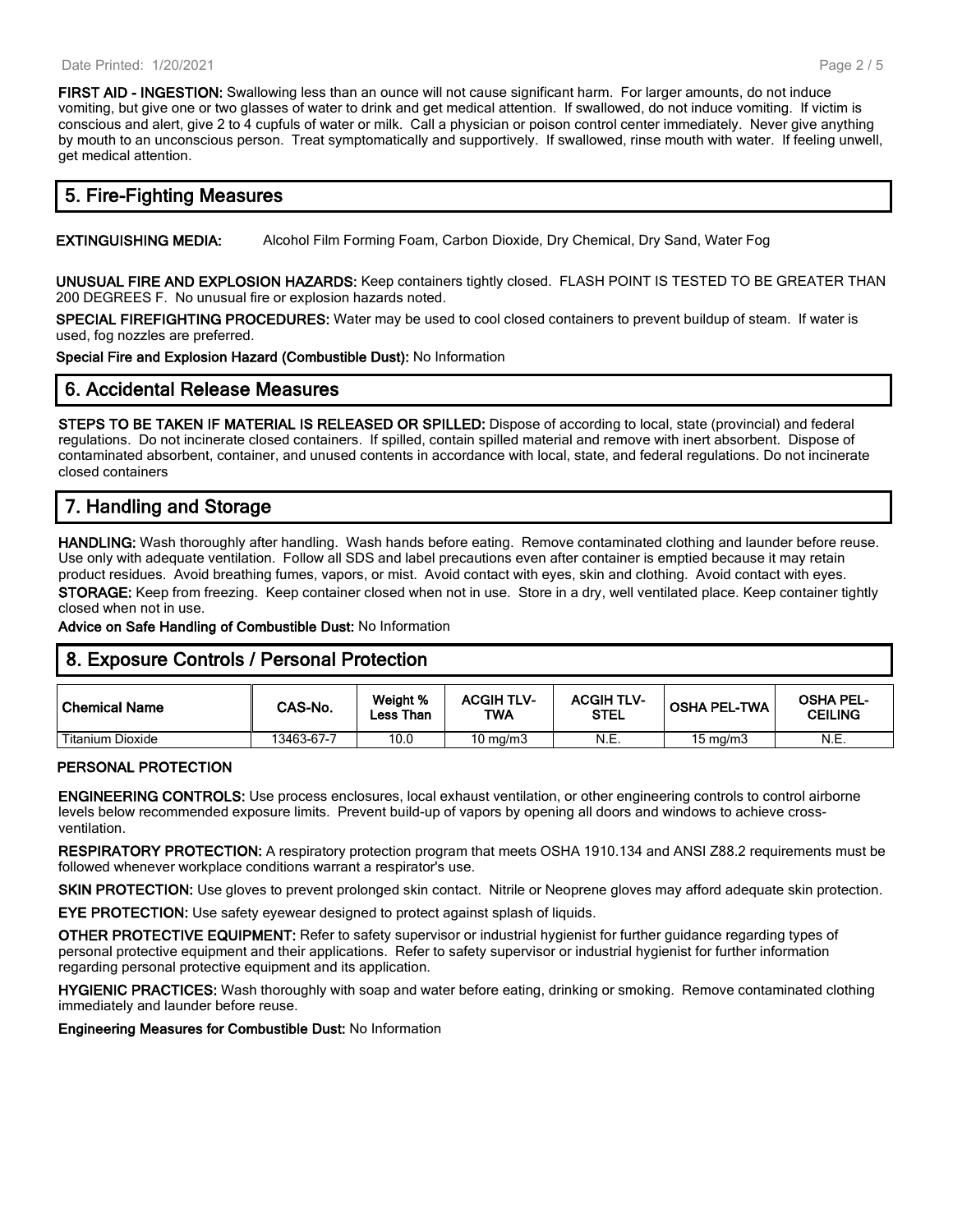**FIRST AID - INGESTION:** Swallowing less than an ounce will not cause significant harm. For larger amounts, do not induce vomiting, but give one or two glasses of water to drink and get medical attention. If swallowed, do not induce vomiting. If victim is conscious and alert, give 2 to 4 cupfuls of water or milk. Call a physician or poison control center immediately. Never give anything by mouth to an unconscious person. Treat symptomatically and supportively. If swallowed, rinse mouth with water. If feeling unwell, get medical attention.

## 5. Fire-Fighting Measures

**EXTINGUISHING MEDIA:** Alcohol Film Forming Foam, Carbon Dioxide, Dry Chemical, Dry Sand, Water Fog

**UNUSUAL FIRE AND EXPLOSION HAZARDS:** Keep containers tightly closed. FLASH POINT IS TESTED TO BE GREATER THAN 200 DEGREES F. No unusual fire or explosion hazards noted.

**SPECIAL FIREFIGHTING PROCEDURES:** Water may be used to cool closed containers to prevent buildup of steam. If water is used, fog nozzles are preferred.

**Special Fire and Explosion Hazard (Combustible Dust):** No Information

## 6. Accidental Release Measures

**STEPS TO BE TAKEN IF MATERIAL IS RELEASED OR SPILLED:** Dispose of according to local, state (provincial) and federal regulations. Do not incinerate closed containers. If spilled, contain spilled material and remove with inert absorbent. Dispose of contaminated absorbent, container, and unused contents in accordance with local, state, and federal regulations. Do not incinerate closed containers

## 7. Handling and Storage

**HANDLING:** Wash thoroughly after handling. Wash hands before eating. Remove contaminated clothing and launder before reuse. Use only with adequate ventilation. Follow all SDS and label precautions even after container is emptied because it may retain product residues. Avoid breathing fumes, vapors, or mist. Avoid contact with eyes, skin and clothing. Avoid contact with eyes.

**STORAGE:** Keep from freezing. Keep container closed when not in use. Store in a dry, well ventilated place. Keep container tightly closed when not in use.

**Advice on Safe Handling of Combustible Dust:** No Information

## 8. Exposure Controls / Personal Protection

| Chemical Name | CAS-No. | Weight % Less Than | ACGIH TLV-TWA | ACGIH TLV-STEL | OSHA PEL-TWA | OSHA PEL-CEILING |
|---|---|---|---|---|---|---|
| Titanium Dioxide | 13463-67-7 | 10.0 | 10 mg/m3 | N.E. | 15 mg/m3 | N.E. |

**PERSONAL PROTECTION**

**ENGINEERING CONTROLS:** Use process enclosures, local exhaust ventilation, or other engineering controls to control airborne levels below recommended exposure limits. Prevent build-up of vapors by opening all doors and windows to achieve cross-ventilation.

**RESPIRATORY PROTECTION:** A respiratory protection program that meets OSHA 1910.134 and ANSI Z88.2 requirements must be followed whenever workplace conditions warrant a respirator's use.

**SKIN PROTECTION:** Use gloves to prevent prolonged skin contact. Nitrile or Neoprene gloves may afford adequate skin protection.

**EYE PROTECTION:** Use safety eyewear designed to protect against splash of liquids.

**OTHER PROTECTIVE EQUIPMENT:** Refer to safety supervisor or industrial hygienist for further guidance regarding types of personal protective equipment and their applications. Refer to safety supervisor or industrial hygienist for further information regarding personal protective equipment and its application.

**HYGIENIC PRACTICES:** Wash thoroughly with soap and water before eating, drinking or smoking. Remove contaminated clothing immediately and launder before reuse.

**Engineering Measures for Combustible Dust:** No Information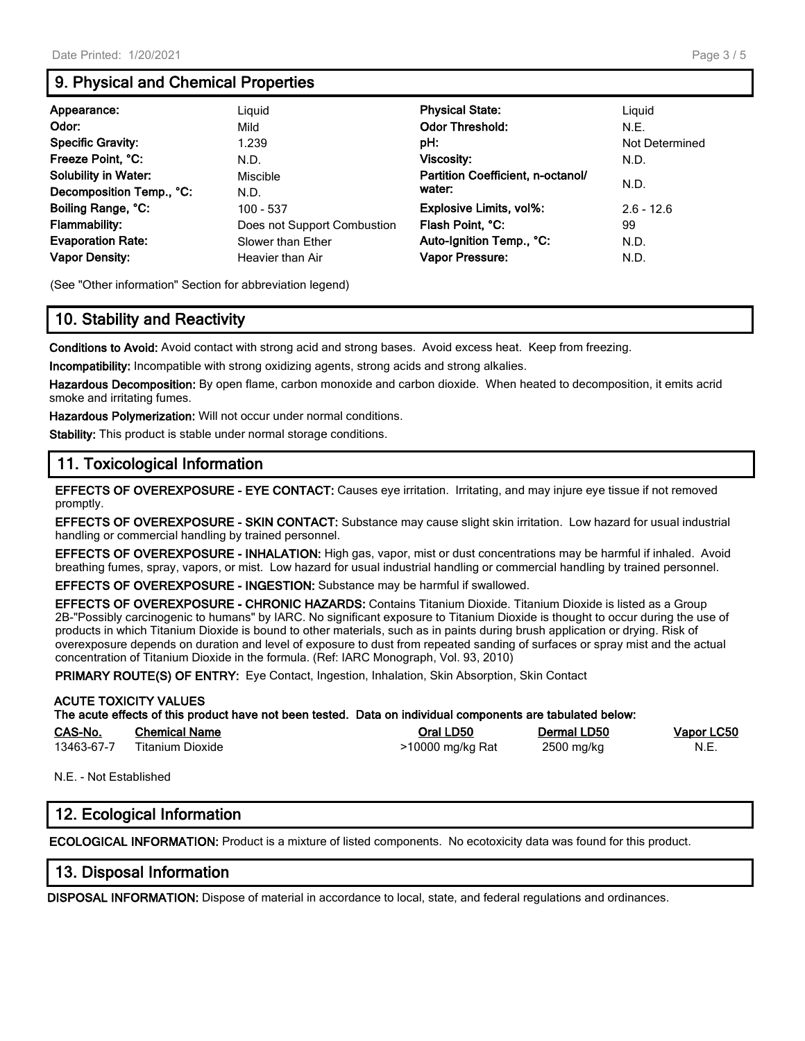## 9. Physical and Chemical Properties

| | | | |
|---|---|---|---|
| **Appearance:** | Liquid | **Physical State:** | Liquid |
| **Odor:** | Mild | **Odor Threshold:** | N.E. |
| **Specific Gravity:** | 1.239 | **pH:** | Not Determined |
| **Freeze Point, °C:** | N.D. | **Viscosity:** | N.D. |
| **Solubility in Water:** | Miscible | **Partition Coefficient, n-octanol/ water:** | N.D. |
| **Decomposition Temp., °C:** | N.D. | | |
| **Boiling Range, °C:** | 100 - 537 | **Explosive Limits, vol%:** | 2.6 - 12.6 |
| **Flammability:** | Does not Support Combustion | **Flash Point, °C:** | 99 |
| **Evaporation Rate:** | Slower than Ether | **Auto-Ignition Temp., °C:** | N.D. |
| **Vapor Density:** | Heavier than Air | **Vapor Pressure:** | N.D. |

(See "Other information" Section for abbreviation legend)

## 10. Stability and Reactivity

**Conditions to Avoid:** Avoid contact with strong acid and strong bases. Avoid excess heat. Keep from freezing.

**Incompatibility:** Incompatible with strong oxidizing agents, strong acids and strong alkalies.

**Hazardous Decomposition:** By open flame, carbon monoxide and carbon dioxide. When heated to decomposition, it emits acrid smoke and irritating fumes.

**Hazardous Polymerization:** Will not occur under normal conditions.

**Stability:** This product is stable under normal storage conditions.

## 11. Toxicological Information

**EFFECTS OF OVEREXPOSURE - EYE CONTACT:** Causes eye irritation. Irritating, and may injure eye tissue if not removed promptly.

**EFFECTS OF OVEREXPOSURE - SKIN CONTACT:** Substance may cause slight skin irritation. Low hazard for usual industrial handling or commercial handling by trained personnel.

**EFFECTS OF OVEREXPOSURE - INHALATION:** High gas, vapor, mist or dust concentrations may be harmful if inhaled. Avoid breathing fumes, spray, vapors, or mist. Low hazard for usual industrial handling or commercial handling by trained personnel.

**EFFECTS OF OVEREXPOSURE - INGESTION:** Substance may be harmful if swallowed.

**EFFECTS OF OVEREXPOSURE - CHRONIC HAZARDS:** Contains Titanium Dioxide. Titanium Dioxide is listed as a Group 2B-"Possibly carcinogenic to humans" by IARC. No significant exposure to Titanium Dioxide is thought to occur during the use of products in which Titanium Dioxide is bound to other materials, such as in paints during brush application or drying. Risk of overexposure depends on duration and level of exposure to dust from repeated sanding of surfaces or spray mist and the actual concentration of Titanium Dioxide in the formula. (Ref: IARC Monograph, Vol. 93, 2010)

**PRIMARY ROUTE(S) OF ENTRY:** Eye Contact, Ingestion, Inhalation, Skin Absorption, Skin Contact

**ACUTE TOXICITY VALUES**
**The acute effects of this product have not been tested. Data on individual components are tabulated below:**

| CAS-No. | Chemical Name | Oral LD50 | Dermal LD50 | Vapor LC50 |
|---|---|---|---|---|
| 13463-67-7 | Titanium Dioxide | >10000 mg/kg Rat | 2500 mg/kg | N.E. |

N.E. - Not Established

## 12. Ecological Information

**ECOLOGICAL INFORMATION:** Product is a mixture of listed components. No ecotoxicity data was found for this product.

## 13. Disposal Information

**DISPOSAL INFORMATION:** Dispose of material in accordance to local, state, and federal regulations and ordinances.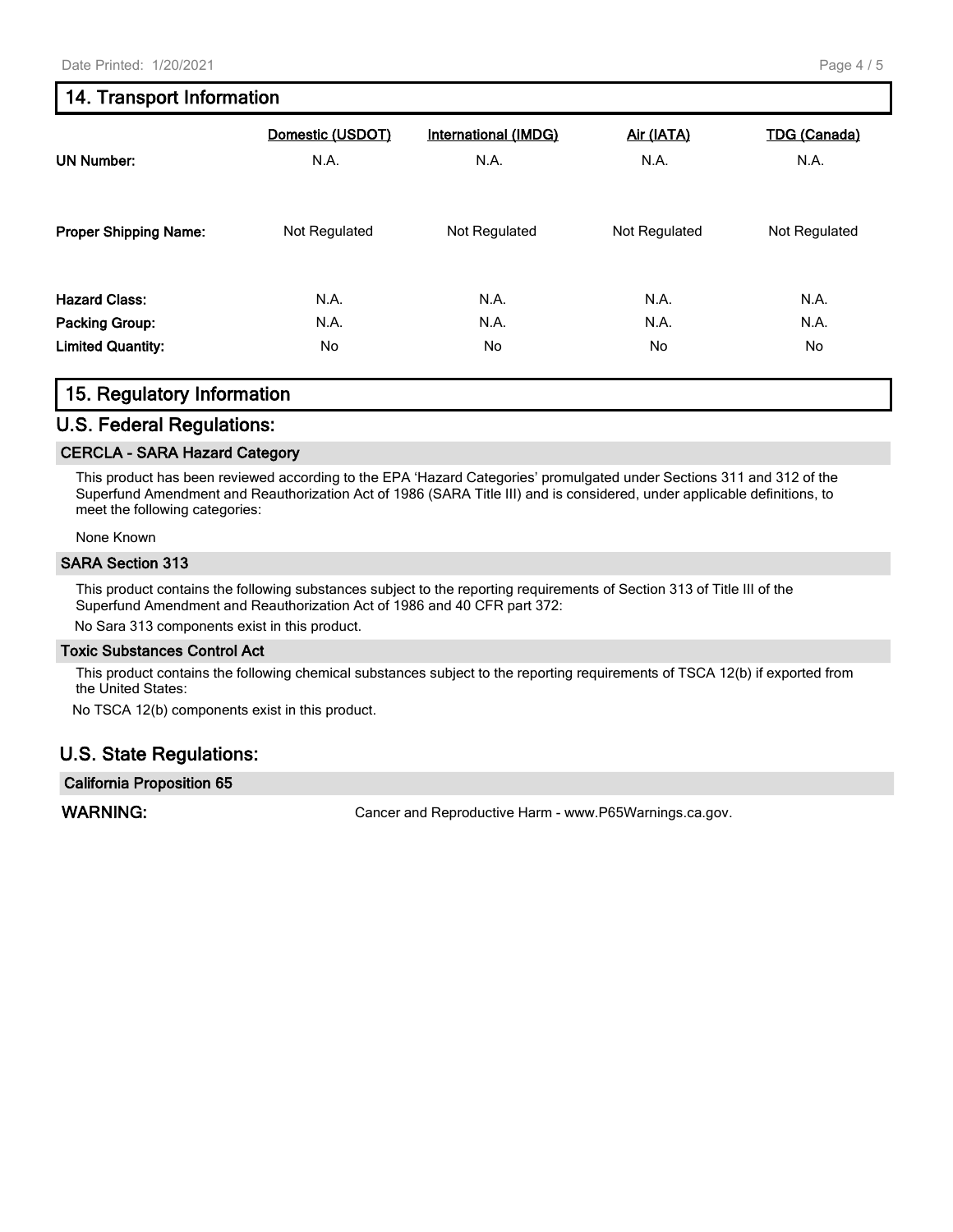## 14. Transport Information

| | Domestic (USDOT) | International (IMDG) | Air (IATA) | TDG (Canada) |
|---|---|---|---|---|
| **UN Number:** | N.A. | N.A. | N.A. | N.A. |
| **Proper Shipping Name:** | Not Regulated | Not Regulated | Not Regulated | Not Regulated |
| **Hazard Class:** | N.A. | N.A. | N.A. | N.A. |
| **Packing Group:** | N.A. | N.A. | N.A. | N.A. |
| **Limited Quantity:** | No | No | No | No |

## 15. Regulatory Information

### U.S. Federal Regulations:

#### CERCLA - SARA Hazard Category

This product has been reviewed according to the EPA 'Hazard Categories' promulgated under Sections 311 and 312 of the Superfund Amendment and Reauthorization Act of 1986 (SARA Title III) and is considered, under applicable definitions, to meet the following categories:

None Known

#### SARA Section 313

This product contains the following substances subject to the reporting requirements of Section 313 of Title III of the Superfund Amendment and Reauthorization Act of 1986 and 40 CFR part 372:

No Sara 313 components exist in this product.

#### Toxic Substances Control Act

This product contains the following chemical substances subject to the reporting requirements of TSCA 12(b) if exported from the United States:

No TSCA 12(b) components exist in this product.

### U.S. State Regulations:

#### California Proposition 65

**WARNING:** Cancer and Reproductive Harm - www.P65Warnings.ca.gov.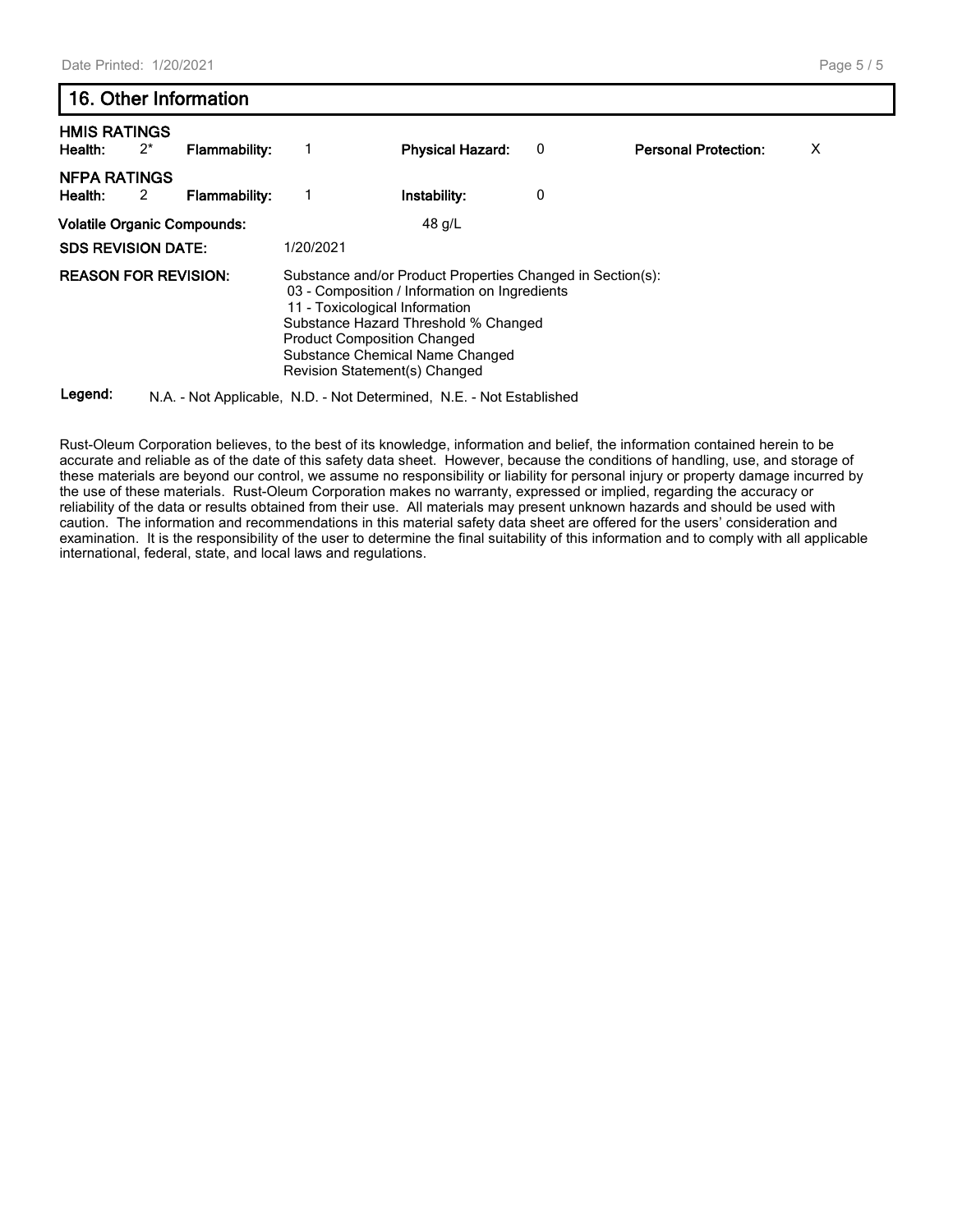## 16. Other Information

**HMIS RATINGS**

| | | | | | | | |
|---|---|---|---|---|---|---|---|
| **Health:** | 2* | **Flammability:** | 1 | **Physical Hazard:** | 0 | **Personal Protection:** | X |

**NFPA RATINGS**

| | | | | | |
|---|---|---|---|---|---|
| **Health:** | 2 | **Flammability:** | 1 | **Instability:** | 0 |

**Volatile Organic Compounds:** 48 g/L

**SDS REVISION DATE:** 1/20/2021

**REASON FOR REVISION:** Substance and/or Product Properties Changed in Section(s):
03 - Composition / Information on Ingredients
11 - Toxicological Information
Substance Hazard Threshold % Changed
Product Composition Changed
Substance Chemical Name Changed
Revision Statement(s) Changed

**Legend:** N.A. - Not Applicable, N.D. - Not Determined, N.E. - Not Established

Rust-Oleum Corporation believes, to the best of its knowledge, information and belief, the information contained herein to be accurate and reliable as of the date of this safety data sheet. However, because the conditions of handling, use, and storage of these materials are beyond our control, we assume no responsibility or liability for personal injury or property damage incurred by the use of these materials. Rust-Oleum Corporation makes no warranty, expressed or implied, regarding the accuracy or reliability of the data or results obtained from their use. All materials may present unknown hazards and should be used with caution. The information and recommendations in this material safety data sheet are offered for the users' consideration and examination. It is the responsibility of the user to determine the final suitability of this information and to comply with all applicable international, federal, state, and local laws and regulations.